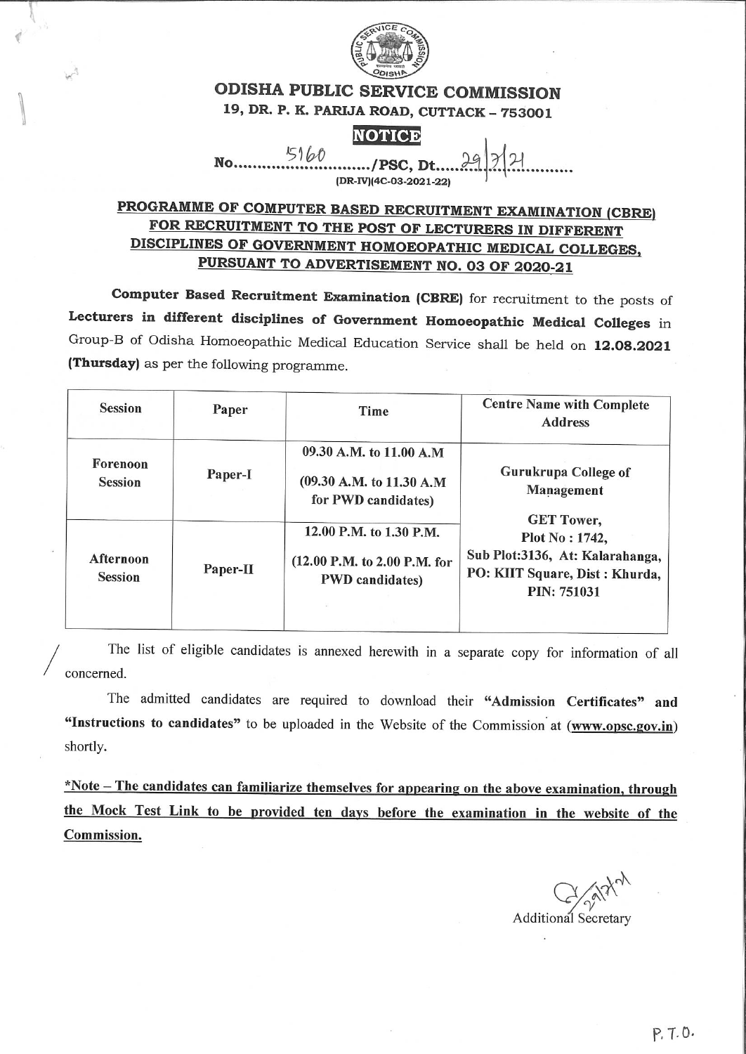# ODISHA PUBLIC SERVICE COMMISSION

**19, DR. P. K. PARIJA ROAD, CUTTACK – 753001**

## NOTICE

No. 5160 /PSC, Dt. 29/7/21
(DR-IV)(4C-03-2021-22)

## PROGRAMME OF COMPUTER BASED RECRUITMENT EXAMINATION (CBRE) FOR RECRUITMENT TO THE POST OF LECTURERS IN DIFFERENT DISCIPLINES OF GOVERNMENT HOMOEOPATHIC MEDICAL COLLEGES, PURSUANT TO ADVERTISEMENT NO. 03 OF 2020-21

**Computer Based Recruitment Examination (CBRE)** for recruitment to the posts of **Lecturers in different disciplines of Government Homoeopathic Medical Colleges** in Group-B of Odisha Homoeopathic Medical Education Service shall be held on **12.08.2021 (Thursday)** as per the following programme.

| Session | Paper | Time | Centre Name with Complete Address |
|---|---|---|---|
| **Forenoon Session** | **Paper-I** | **09.30 A.M. to 11.00 A.M**<br>**(09.30 A.M. to 11.30 A.M for PWD candidates)** | **Gurukrupa College of Management**<br>**GET Tower, Plot No : 1742, Sub Plot:3136, At: Kalarahanga, PO: KIIT Square, Dist : Khurda, PIN: 751031** |
| **Afternoon Session** | **Paper-II** | **12.00 P.M. to 1.30 P.M.**<br>**(12.00 P.M. to 2.00 P.M. for PWD candidates)** | |

The list of eligible candidates is annexed herewith in a separate copy for information of all concerned.

The admitted candidates are required to download their **"Admission Certificates"** and **"Instructions to candidates"** to be uploaded in the Website of the Commission at (**www.opsc.gov.in**) shortly.

**\*Note – The candidates can familiarize themselves for appearing on the above examination, through the Mock Test Link to be provided ten days before the examination in the website of the Commission.**

Additional Secretary

P.T.O.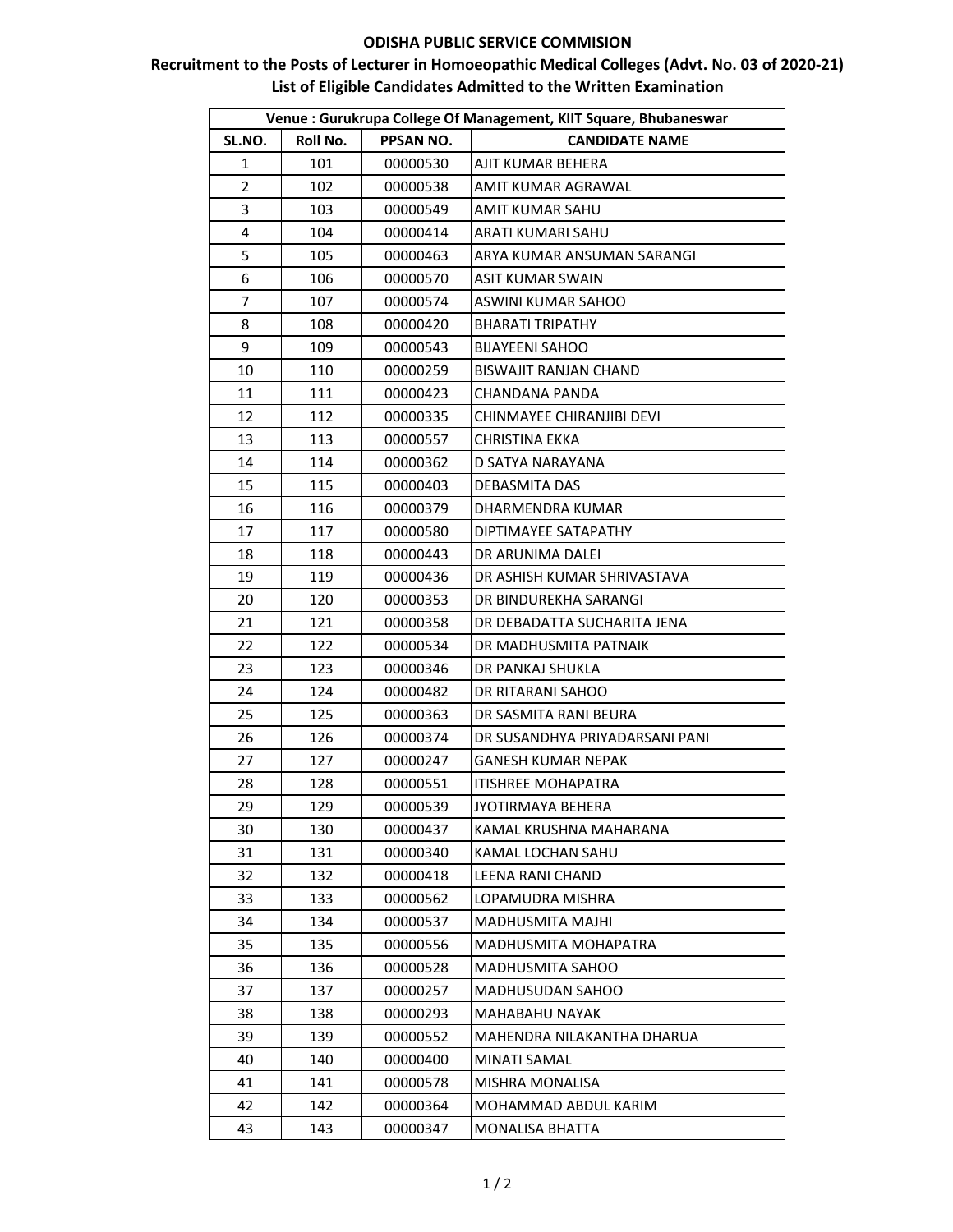**ODISHA PUBLIC SERVICE COMMISION**

**Recruitment to the Posts of Lecturer in Homoeopathic Medical Colleges (Advt. No. 03 of 2020-21)**

**List of Eligible Candidates Admitted to the Written Examination**

| Venue : Gurukrupa College Of Management, KIIT Square, Bhubaneswar | | | |
|---|---|---|---|
| **SL.NO.** | **Roll No.** | **PPSAN NO.** | **CANDIDATE NAME** |
| 1 | 101 | 00000530 | AJIT KUMAR BEHERA |
| 2 | 102 | 00000538 | AMIT KUMAR AGRAWAL |
| 3 | 103 | 00000549 | AMIT KUMAR SAHU |
| 4 | 104 | 00000414 | ARATI KUMARI SAHU |
| 5 | 105 | 00000463 | ARYA KUMAR ANSUMAN SARANGI |
| 6 | 106 | 00000570 | ASIT KUMAR SWAIN |
| 7 | 107 | 00000574 | ASWINI KUMAR SAHOO |
| 8 | 108 | 00000420 | BHARATI TRIPATHY |
| 9 | 109 | 00000543 | BIJAYEENI SAHOO |
| 10 | 110 | 00000259 | BISWAJIT RANJAN CHAND |
| 11 | 111 | 00000423 | CHANDANA PANDA |
| 12 | 112 | 00000335 | CHINMAYEE CHIRANJIBI DEVI |
| 13 | 113 | 00000557 | CHRISTINA EKKA |
| 14 | 114 | 00000362 | D SATYA NARAYANA |
| 15 | 115 | 00000403 | DEBASMITA DAS |
| 16 | 116 | 00000379 | DHARMENDRA KUMAR |
| 17 | 117 | 00000580 | DIPTIMAYEE SATAPATHY |
| 18 | 118 | 00000443 | DR ARUNIMA DALEI |
| 19 | 119 | 00000436 | DR ASHISH KUMAR SHRIVASTAVA |
| 20 | 120 | 00000353 | DR BINDUREKHA SARANGI |
| 21 | 121 | 00000358 | DR DEBADATTA SUCHARITA JENA |
| 22 | 122 | 00000534 | DR MADHUSMITA PATNAIK |
| 23 | 123 | 00000346 | DR PANKAJ SHUKLA |
| 24 | 124 | 00000482 | DR RITARANI SAHOO |
| 25 | 125 | 00000363 | DR SASMITA RANI BEURA |
| 26 | 126 | 00000374 | DR SUSANDHYA PRIYADARSANI PANI |
| 27 | 127 | 00000247 | GANESH KUMAR NEPAK |
| 28 | 128 | 00000551 | ITISHREE MOHAPATRA |
| 29 | 129 | 00000539 | JYOTIRMAYA BEHERA |
| 30 | 130 | 00000437 | KAMAL KRUSHNA MAHARANA |
| 31 | 131 | 00000340 | KAMAL LOCHAN SAHU |
| 32 | 132 | 00000418 | LEENA RANI CHAND |
| 33 | 133 | 00000562 | LOPAMUDRA MISHRA |
| 34 | 134 | 00000537 | MADHUSMITA MAJHI |
| 35 | 135 | 00000556 | MADHUSMITA MOHAPATRA |
| 36 | 136 | 00000528 | MADHUSMITA SAHOO |
| 37 | 137 | 00000257 | MADHUSUDAN SAHOO |
| 38 | 138 | 00000293 | MAHABAHU NAYAK |
| 39 | 139 | 00000552 | MAHENDRA NILAKANTHA DHARUA |
| 40 | 140 | 00000400 | MINATI SAMAL |
| 41 | 141 | 00000578 | MISHRA MONALISA |
| 42 | 142 | 00000364 | MOHAMMAD ABDUL KARIM |
| 43 | 143 | 00000347 | MONALISA BHATTA |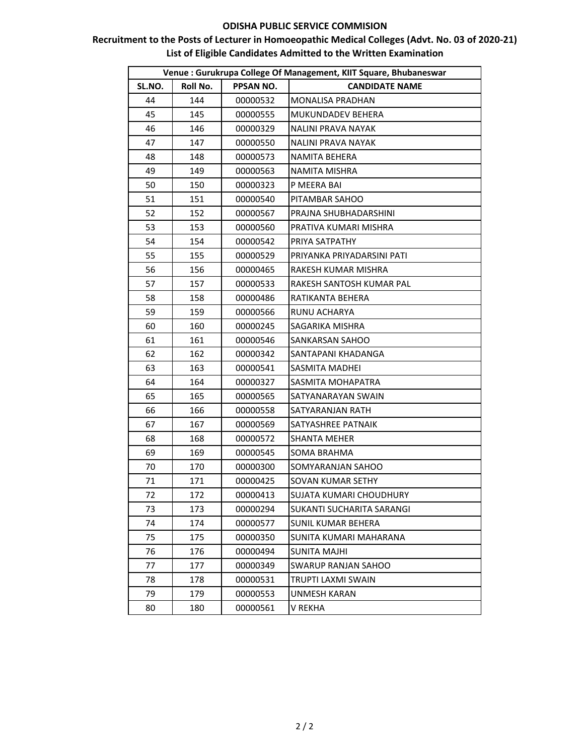# ODISHA PUBLIC SERVICE COMMISION

## Recruitment to the Posts of Lecturer in Homoeopathic Medical Colleges (Advt. No. 03 of 2020-21)

## List of Eligible Candidates Admitted to the Written Examination

| Venue : Gurukrupa College Of Management, KIIT Square, Bhubaneswar | | | |
|---|---|---|---|
| SL.NO. | Roll No. | PPSAN NO. | CANDIDATE NAME |
| 44 | 144 | 00000532 | MONALISA PRADHAN |
| 45 | 145 | 00000555 | MUKUNDADEV BEHERA |
| 46 | 146 | 00000329 | NALINI PRAVA NAYAK |
| 47 | 147 | 00000550 | NALINI PRAVA NAYAK |
| 48 | 148 | 00000573 | NAMITA BEHERA |
| 49 | 149 | 00000563 | NAMITA MISHRA |
| 50 | 150 | 00000323 | P MEERA BAI |
| 51 | 151 | 00000540 | PITAMBAR SAHOO |
| 52 | 152 | 00000567 | PRAJNA SHUBHADARSHINI |
| 53 | 153 | 00000560 | PRATIVA KUMARI MISHRA |
| 54 | 154 | 00000542 | PRIYA SATPATHY |
| 55 | 155 | 00000529 | PRIYANKA PRIYADARSINI PATI |
| 56 | 156 | 00000465 | RAKESH KUMAR MISHRA |
| 57 | 157 | 00000533 | RAKESH SANTOSH KUMAR PAL |
| 58 | 158 | 00000486 | RATIKANTA BEHERA |
| 59 | 159 | 00000566 | RUNU ACHARYA |
| 60 | 160 | 00000245 | SAGARIKA MISHRA |
| 61 | 161 | 00000546 | SANKARSAN SAHOO |
| 62 | 162 | 00000342 | SANTAPANI KHADANGA |
| 63 | 163 | 00000541 | SASMITA MADHEI |
| 64 | 164 | 00000327 | SASMITA MOHAPATRA |
| 65 | 165 | 00000565 | SATYANARAYAN SWAIN |
| 66 | 166 | 00000558 | SATYARANJAN RATH |
| 67 | 167 | 00000569 | SATYASHREE PATNAIK |
| 68 | 168 | 00000572 | SHANTA MEHER |
| 69 | 169 | 00000545 | SOMA BRAHMA |
| 70 | 170 | 00000300 | SOMYARANJAN SAHOO |
| 71 | 171 | 00000425 | SOVAN KUMAR SETHY |
| 72 | 172 | 00000413 | SUJATA KUMARI CHOUDHURY |
| 73 | 173 | 00000294 | SUKANTI SUCHARITA SARANGI |
| 74 | 174 | 00000577 | SUNIL KUMAR BEHERA |
| 75 | 175 | 00000350 | SUNITA KUMARI MAHARANA |
| 76 | 176 | 00000494 | SUNITA MAJHI |
| 77 | 177 | 00000349 | SWARUP RANJAN SAHOO |
| 78 | 178 | 00000531 | TRUPTI LAXMI SWAIN |
| 79 | 179 | 00000553 | UNMESH KARAN |
| 80 | 180 | 00000561 | V REKHA |